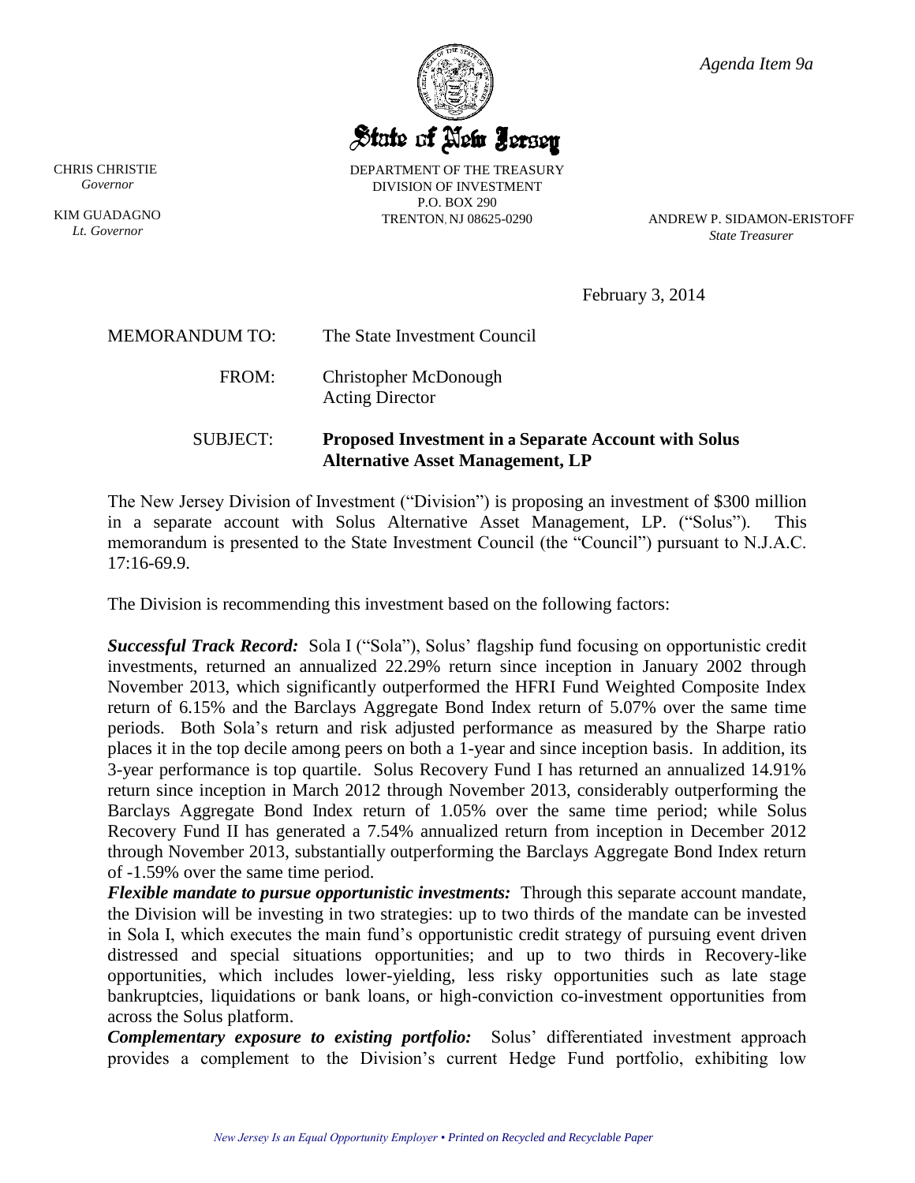*Agenda Item 9a*

State of New Jersey

DEPARTMENT OF THE TREASURY
DIVISION OF INVESTMENT
P.O. BOX 290
TRENTON, NJ 08625-0290

CHRIS CHRISTIE
*Governor*

KIM GUADAGNO
*Lt. Governor*

ANDREW P. SIDAMON-ERISTOFF
*State Treasurer*

February 3, 2014

MEMORANDUM TO: The State Investment Council

FROM: Christopher McDonough
Acting Director

SUBJECT: **Proposed Investment in a Separate Account with Solus Alternative Asset Management, LP**

The New Jersey Division of Investment ("Division") is proposing an investment of $300 million in a separate account with Solus Alternative Asset Management, LP. ("Solus"). This memorandum is presented to the State Investment Council (the "Council") pursuant to N.J.A.C. 17:16-69.9.

The Division is recommending this investment based on the following factors:

***Successful Track Record:*** Sola I ("Sola"), Solus' flagship fund focusing on opportunistic credit investments, returned an annualized 22.29% return since inception in January 2002 through November 2013, which significantly outperformed the HFRI Fund Weighted Composite Index return of 6.15% and the Barclays Aggregate Bond Index return of 5.07% over the same time periods. Both Sola's return and risk adjusted performance as measured by the Sharpe ratio places it in the top decile among peers on both a 1-year and since inception basis. In addition, its 3-year performance is top quartile. Solus Recovery Fund I has returned an annualized 14.91% return since inception in March 2012 through November 2013, considerably outperforming the Barclays Aggregate Bond Index return of 1.05% over the same time period; while Solus Recovery Fund II has generated a 7.54% annualized return from inception in December 2012 through November 2013, substantially outperforming the Barclays Aggregate Bond Index return of -1.59% over the same time period.

***Flexible mandate to pursue opportunistic investments:*** Through this separate account mandate, the Division will be investing in two strategies: up to two thirds of the mandate can be invested in Sola I, which executes the main fund's opportunistic credit strategy of pursuing event driven distressed and special situations opportunities; and up to two thirds in Recovery-like opportunities, which includes lower-yielding, less risky opportunities such as late stage bankruptcies, liquidations or bank loans, or high-conviction co-investment opportunities from across the Solus platform.

***Complementary exposure to existing portfolio:*** Solus' differentiated investment approach provides a complement to the Division's current Hedge Fund portfolio, exhibiting low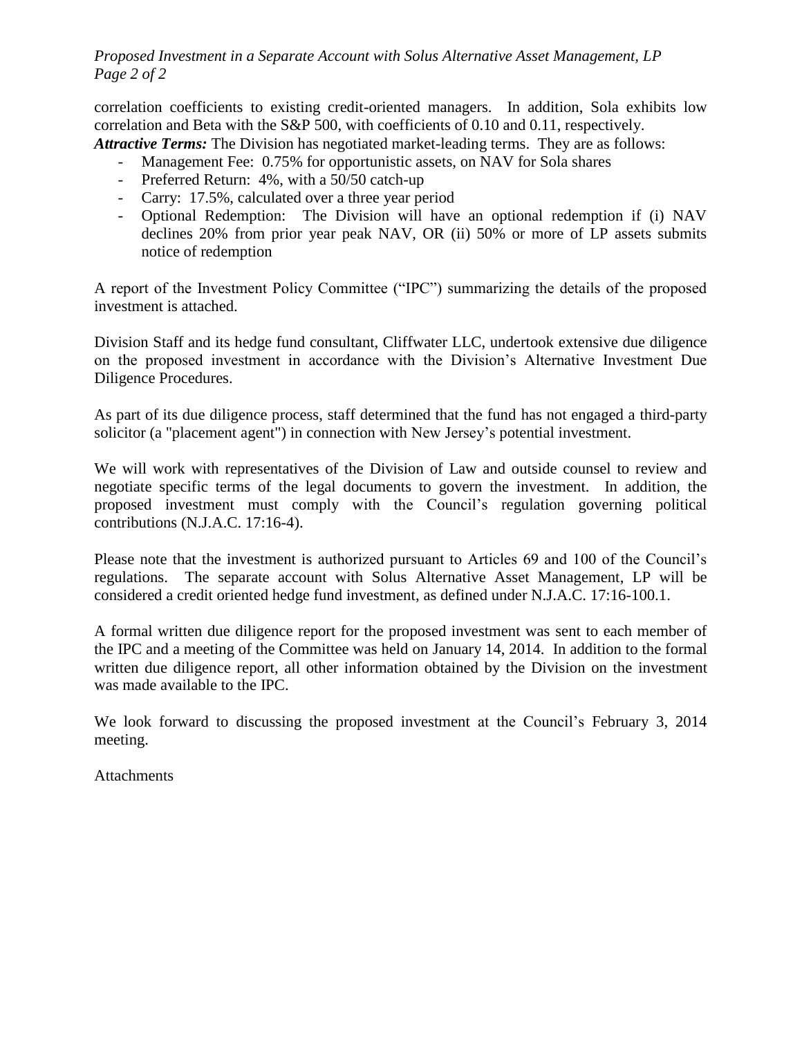correlation coefficients to existing credit-oriented managers. In addition, Sola exhibits low correlation and Beta with the S&P 500, with coefficients of 0.10 and 0.11, respectively.

***Attractive Terms:*** The Division has negotiated market-leading terms. They are as follows:

- Management Fee: 0.75% for opportunistic assets, on NAV for Sola shares
- Preferred Return: 4%, with a 50/50 catch-up
- Carry: 17.5%, calculated over a three year period
- Optional Redemption: The Division will have an optional redemption if (i) NAV declines 20% from prior year peak NAV, OR (ii) 50% or more of LP assets submits notice of redemption

A report of the Investment Policy Committee ("IPC") summarizing the details of the proposed investment is attached.

Division Staff and its hedge fund consultant, Cliffwater LLC, undertook extensive due diligence on the proposed investment in accordance with the Division's Alternative Investment Due Diligence Procedures.

As part of its due diligence process, staff determined that the fund has not engaged a third-party solicitor (a "placement agent") in connection with New Jersey's potential investment.

We will work with representatives of the Division of Law and outside counsel to review and negotiate specific terms of the legal documents to govern the investment. In addition, the proposed investment must comply with the Council's regulation governing political contributions (N.J.A.C. 17:16-4).

Please note that the investment is authorized pursuant to Articles 69 and 100 of the Council's regulations. The separate account with Solus Alternative Asset Management, LP will be considered a credit oriented hedge fund investment, as defined under N.J.A.C. 17:16-100.1.

A formal written due diligence report for the proposed investment was sent to each member of the IPC and a meeting of the Committee was held on January 14, 2014. In addition to the formal written due diligence report, all other information obtained by the Division on the investment was made available to the IPC.

We look forward to discussing the proposed investment at the Council's February 3, 2014 meeting.

Attachments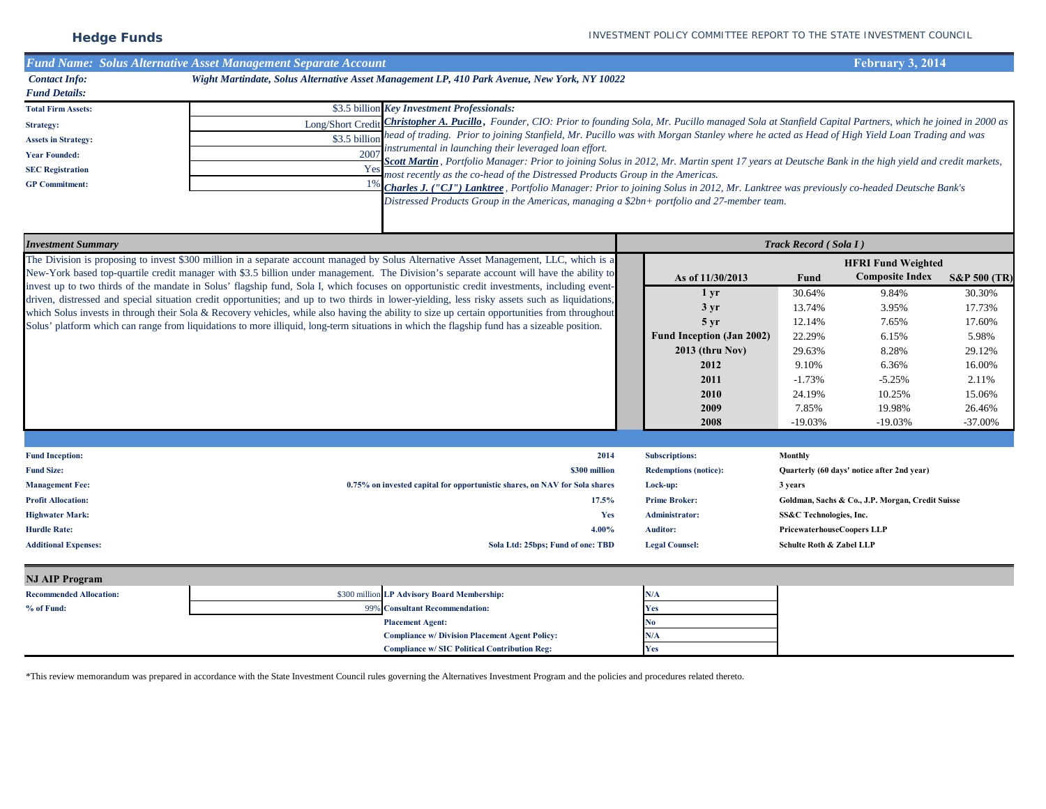## Hedge Funds

INVESTMENT POLICY COMMITTEE REPORT TO THE STATE INVESTMENT COUNCIL

***Fund Name: Solus Alternative Asset Management Separate Account*** — **February 3, 2014**

***Contact Info:*** *Wight Martindate, Solus Alternative Asset Management LP, 410 Park Avenue, New York, NY 10022*

***Fund Details:***

| | |
|---|---|
| **Total Firm Assets:** | $3.5 billion |
| **Strategy:** | Long/Short Credit |
| **Assets in Strategy:** | $3.5 billion |
| **Year Founded:** | 2007 |
| **SEC Registration** | Yes |
| **GP Commitment:** | 1% |

***Key Investment Professionals:***

***Christopher A. Pucillo**, Founder, CIO: Prior to founding Sola, Mr. Pucillo managed Sola at Stanfield Capital Partners, which he joined in 2000 as head of trading. Prior to joining Stanfield, Mr. Pucillo was with Morgan Stanley where he acted as Head of High Yield Loan Trading and was instrumental in launching their leveraged loan effort.*

***Scott Martin**, Portfolio Manager: Prior to joining Solus in 2012, Mr. Martin spent 17 years at Deutsche Bank in the high yield and credit markets, most recently as the co-head of the Distressed Products Group in the Americas.*

***Charles J. ("CJ") Lanktree**, Portfolio Manager: Prior to joining Solus in 2012, Mr. Lanktree was previously co-headed Deutsche Bank's Distressed Products Group in the Americas, managing a $2bn+ portfolio and 27-member team.*

### *Investment Summary*

The Division is proposing to invest $300 million in a separate account managed by Solus Alternative Asset Management, LLC, which is a New-York based top-quartile credit manager with $3.5 billion under management. The Division's separate account will have the ability to invest up to two thirds of the mandate in Solus' flagship fund, Sola I, which focuses on opportunistic credit investments, including event-driven, distressed and special situation credit opportunities; and up to two thirds in lower-yielding, less risky assets such as liquidations, which Solus invests in through their Sola & Recovery vehicles, while also having the ability to size up certain opportunities from throughout Solus' platform which can range from liquidations to more illiquid, long-term situations in which the flagship fund has a sizeable position.

### *Track Record ( Sola I )*

| As of 11/30/2013 | Fund | HFRI Fund Weighted Composite Index | S&P 500 (TR) |
|---|---|---|---|
| **1 yr** | 30.64% | 9.84% | 30.30% |
| **3 yr** | 13.74% | 3.95% | 17.73% |
| **5 yr** | 12.14% | 7.65% | 17.60% |
| **Fund Inception (Jan 2002)** | 22.29% | 6.15% | 5.98% |
| **2013 (thru Nov)** | 29.63% | 8.28% | 29.12% |
| **2012** | 9.10% | 6.36% | 16.00% |
| **2011** | -1.73% | -5.25% | 2.11% |
| **2010** | 24.19% | 10.25% | 15.06% |
| **2009** | 7.85% | 19.98% | 26.46% |
| **2008** | -19.03% | -19.03% | -37.00% |

| | | | |
|---|---|---|---|
| **Fund Inception:** | **2014** | **Subscriptions:** | **Monthly** |
| **Fund Size:** | **$300 million** | **Redemptions (notice):** | **Quarterly (60 days' notice after 2nd year)** |
| **Management Fee:** | **0.75% on invested capital for opportunistic shares, on NAV for Sola shares** | **Lock-up:** | **3 years** |
| **Profit Allocation:** | **17.5%** | **Prime Broker:** | **Goldman, Sachs & Co., J.P. Morgan, Credit Suisse** |
| **Highwater Mark:** | **Yes** | **Administrator:** | **SS&C Technologies, Inc.** |
| **Hurdle Rate:** | **4.00%** | **Auditor:** | **PricewaterhouseCoopers LLP** |
| **Additional Expenses:** | **Sola Ltd: 25bps; Fund of one: TBD** | **Legal Counsel:** | **Schulte Roth & Zabel LLP** |

### NJ AIP Program

| | | | |
|---|---|---|---|
| **Recommended Allocation:** | $300 million | **LP Advisory Board Membership:** | **N/A** |
| **% of Fund:** | 99% | **Consultant Recommendation:** | **Yes** |
| | | **Placement Agent:** | **No** |
| | | **Compliance w/ Division Placement Agent Policy:** | **N/A** |
| | | **Compliance w/ SIC Political Contribution Reg:** | **Yes** |

*This review memorandum was prepared in accordance with the State Investment Council rules governing the Alternatives Investment Program and the policies and procedures related thereto.